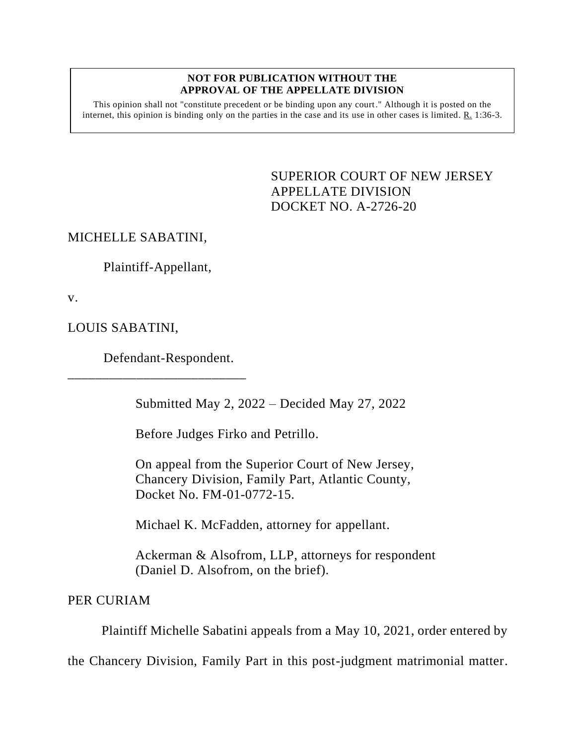**NOT FOR PUBLICATION WITHOUT THE APPROVAL OF THE APPELLATE DIVISION**

This opinion shall not "constitute precedent or be binding upon any court." Although it is posted on the internet, this opinion is binding only on the parties in the case and its use in other cases is limited. R. 1:36-3.

SUPERIOR COURT OF NEW JERSEY
APPELLATE DIVISION
DOCKET NO. A-2726-20

MICHELLE SABATINI,

Plaintiff-Appellant,

v.

LOUIS SABATINI,

Defendant-Respondent.

\_\_\_\_\_\_\_\_\_\_\_\_\_\_\_\_\_\_\_\_\_\_\_\_\_\_\_

Submitted May 2, 2022 – Decided May 27, 2022

Before Judges Firko and Petrillo.

On appeal from the Superior Court of New Jersey, Chancery Division, Family Part, Atlantic County, Docket No. FM-01-0772-15.

Michael K. McFadden, attorney for appellant.

Ackerman & Alsofrom, LLP, attorneys for respondent (Daniel D. Alsofrom, on the brief).

PER CURIAM

Plaintiff Michelle Sabatini appeals from a May 10, 2021, order entered by the Chancery Division, Family Part in this post-judgment matrimonial matter.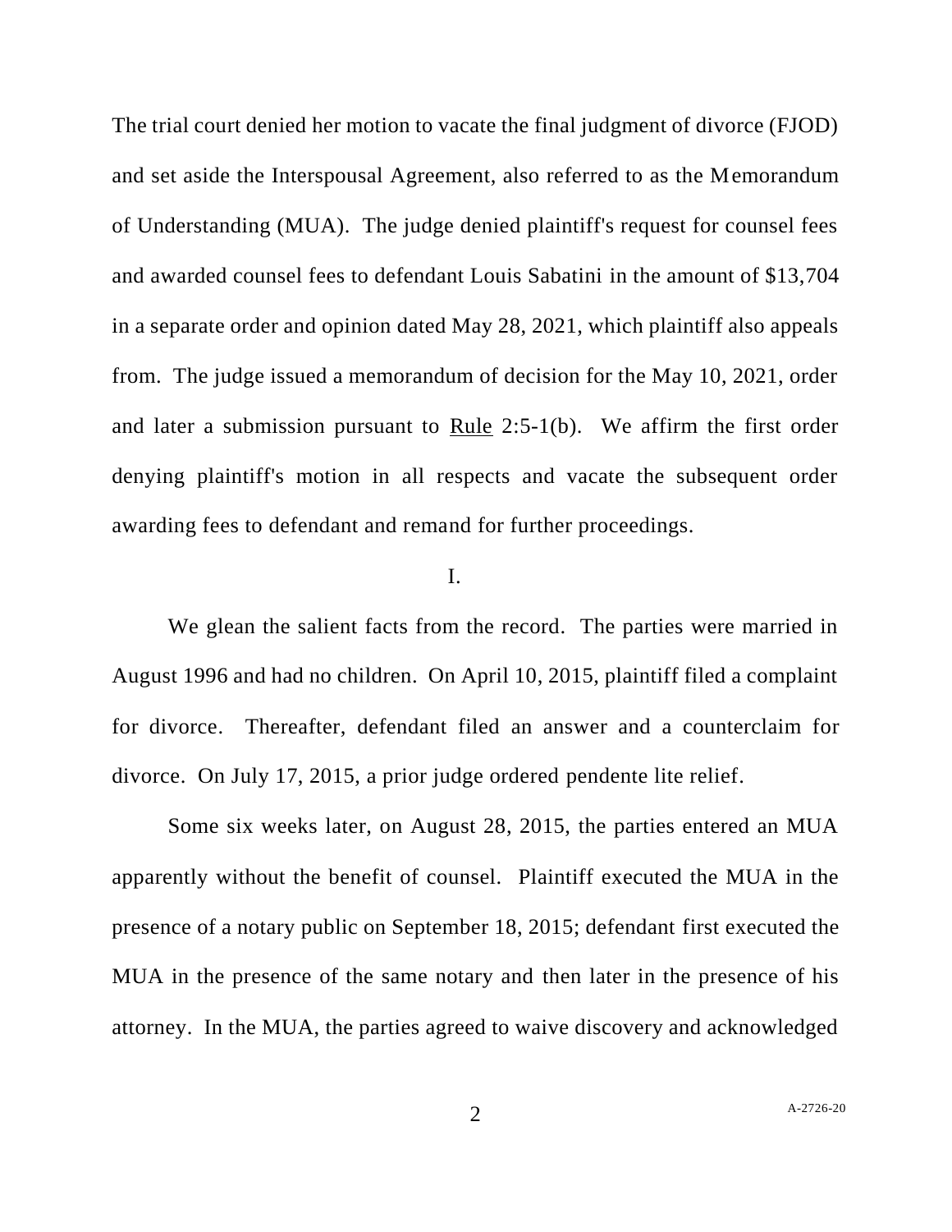The trial court denied her motion to vacate the final judgment of divorce (FJOD) and set aside the Interspousal Agreement, also referred to as the Memorandum of Understanding (MUA). The judge denied plaintiff's request for counsel fees and awarded counsel fees to defendant Louis Sabatini in the amount of $13,704 in a separate order and opinion dated May 28, 2021, which plaintiff also appeals from. The judge issued a memorandum of decision for the May 10, 2021, order and later a submission pursuant to Rule 2:5-1(b). We affirm the first order denying plaintiff's motion in all respects and vacate the subsequent order awarding fees to defendant and remand for further proceedings.

I.

We glean the salient facts from the record. The parties were married in August 1996 and had no children. On April 10, 2015, plaintiff filed a complaint for divorce. Thereafter, defendant filed an answer and a counterclaim for divorce. On July 17, 2015, a prior judge ordered pendente lite relief.

Some six weeks later, on August 28, 2015, the parties entered an MUA apparently without the benefit of counsel. Plaintiff executed the MUA in the presence of a notary public on September 18, 2015; defendant first executed the MUA in the presence of the same notary and then later in the presence of his attorney. In the MUA, the parties agreed to waive discovery and acknowledged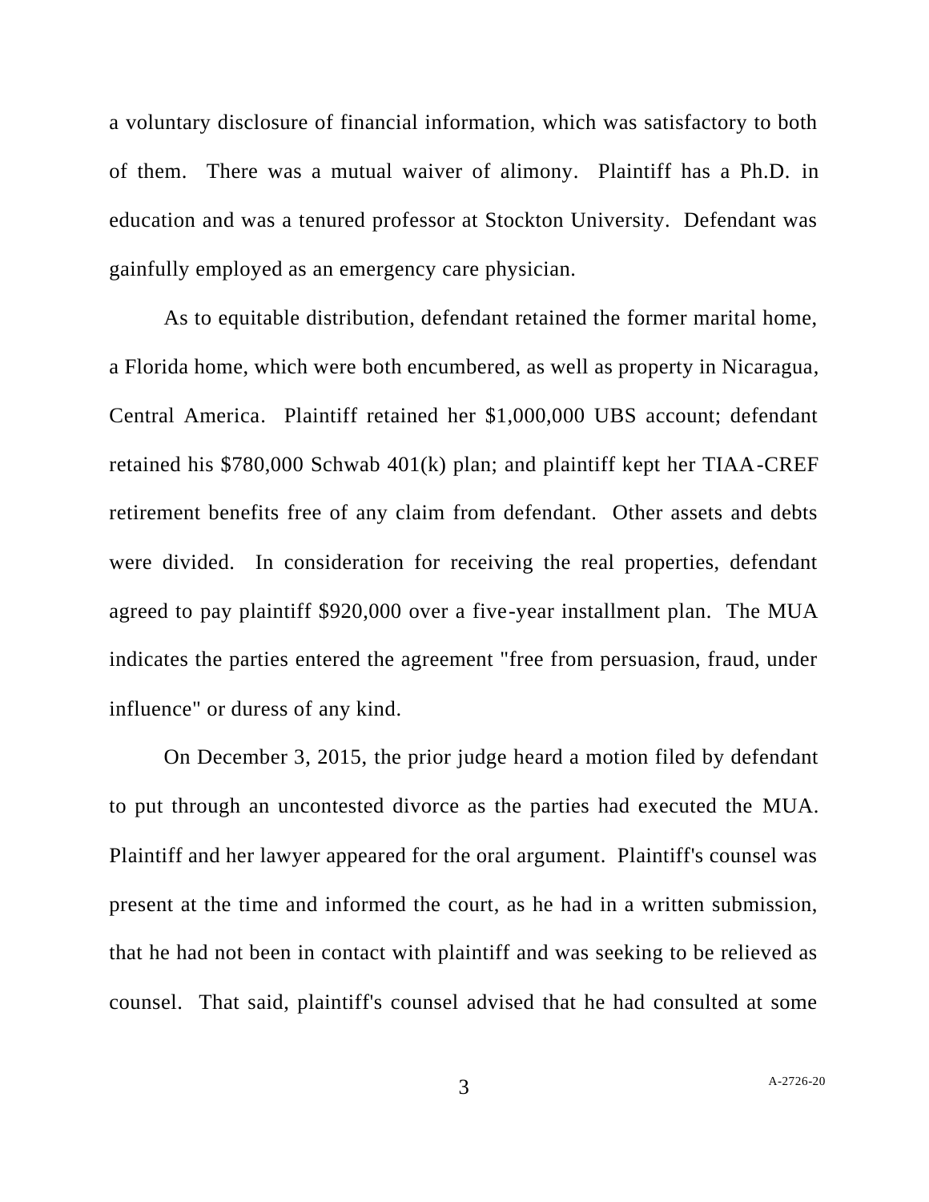a voluntary disclosure of financial information, which was satisfactory to both of them. There was a mutual waiver of alimony. Plaintiff has a Ph.D. in education and was a tenured professor at Stockton University. Defendant was gainfully employed as an emergency care physician.

As to equitable distribution, defendant retained the former marital home, a Florida home, which were both encumbered, as well as property in Nicaragua, Central America. Plaintiff retained her $1,000,000 UBS account; defendant retained his $780,000 Schwab 401(k) plan; and plaintiff kept her TIAA-CREF retirement benefits free of any claim from defendant. Other assets and debts were divided. In consideration for receiving the real properties, defendant agreed to pay plaintiff $920,000 over a five-year installment plan. The MUA indicates the parties entered the agreement "free from persuasion, fraud, under influence" or duress of any kind.

On December 3, 2015, the prior judge heard a motion filed by defendant to put through an uncontested divorce as the parties had executed the MUA. Plaintiff and her lawyer appeared for the oral argument. Plaintiff's counsel was present at the time and informed the court, as he had in a written submission, that he had not been in contact with plaintiff and was seeking to be relieved as counsel. That said, plaintiff's counsel advised that he had consulted at some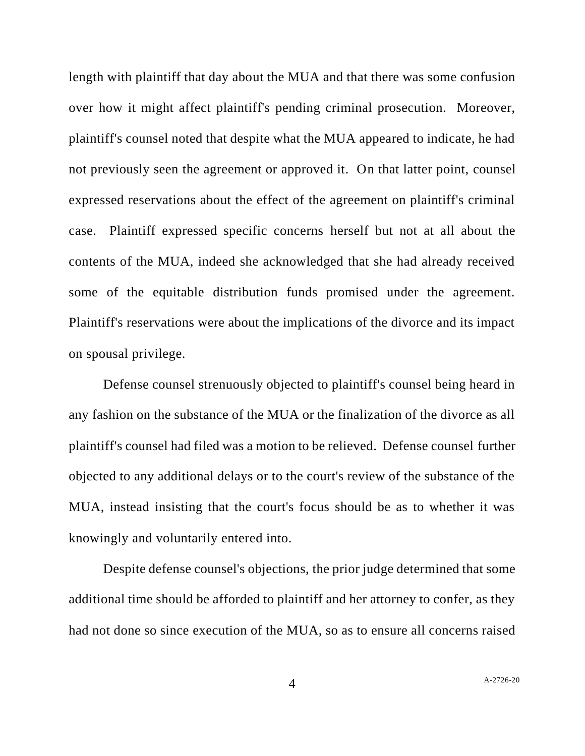length with plaintiff that day about the MUA and that there was some confusion over how it might affect plaintiff's pending criminal prosecution. Moreover, plaintiff's counsel noted that despite what the MUA appeared to indicate, he had not previously seen the agreement or approved it. On that latter point, counsel expressed reservations about the effect of the agreement on plaintiff's criminal case. Plaintiff expressed specific concerns herself but not at all about the contents of the MUA, indeed she acknowledged that she had already received some of the equitable distribution funds promised under the agreement. Plaintiff's reservations were about the implications of the divorce and its impact on spousal privilege.

Defense counsel strenuously objected to plaintiff's counsel being heard in any fashion on the substance of the MUA or the finalization of the divorce as all plaintiff's counsel had filed was a motion to be relieved. Defense counsel further objected to any additional delays or to the court's review of the substance of the MUA, instead insisting that the court's focus should be as to whether it was knowingly and voluntarily entered into.

Despite defense counsel's objections, the prior judge determined that some additional time should be afforded to plaintiff and her attorney to confer, as they had not done so since execution of the MUA, so as to ensure all concerns raised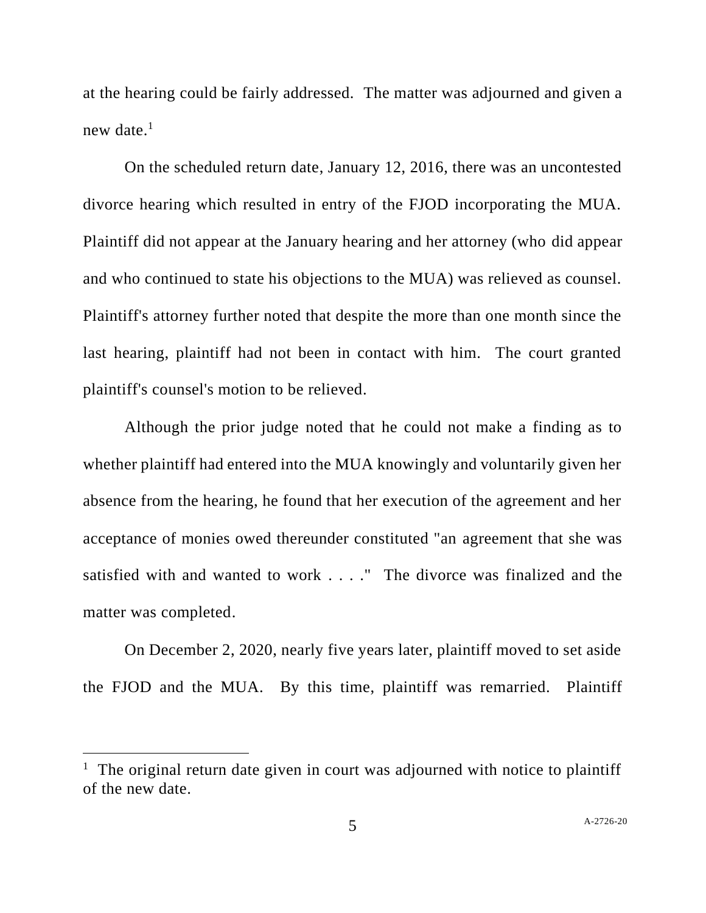at the hearing could be fairly addressed. The matter was adjourned and given a new date.[1]

On the scheduled return date, January 12, 2016, there was an uncontested divorce hearing which resulted in entry of the FJOD incorporating the MUA. Plaintiff did not appear at the January hearing and her attorney (who did appear and who continued to state his objections to the MUA) was relieved as counsel. Plaintiff's attorney further noted that despite the more than one month since the last hearing, plaintiff had not been in contact with him. The court granted plaintiff's counsel's motion to be relieved.

Although the prior judge noted that he could not make a finding as to whether plaintiff had entered into the MUA knowingly and voluntarily given her absence from the hearing, he found that her execution of the agreement and her acceptance of monies owed thereunder constituted "an agreement that she was satisfied with and wanted to work . . . ." The divorce was finalized and the matter was completed.

On December 2, 2020, nearly five years later, plaintiff moved to set aside the FJOD and the MUA. By this time, plaintiff was remarried. Plaintiff

---

[1] The original return date given in court was adjourned with notice to plaintiff of the new date.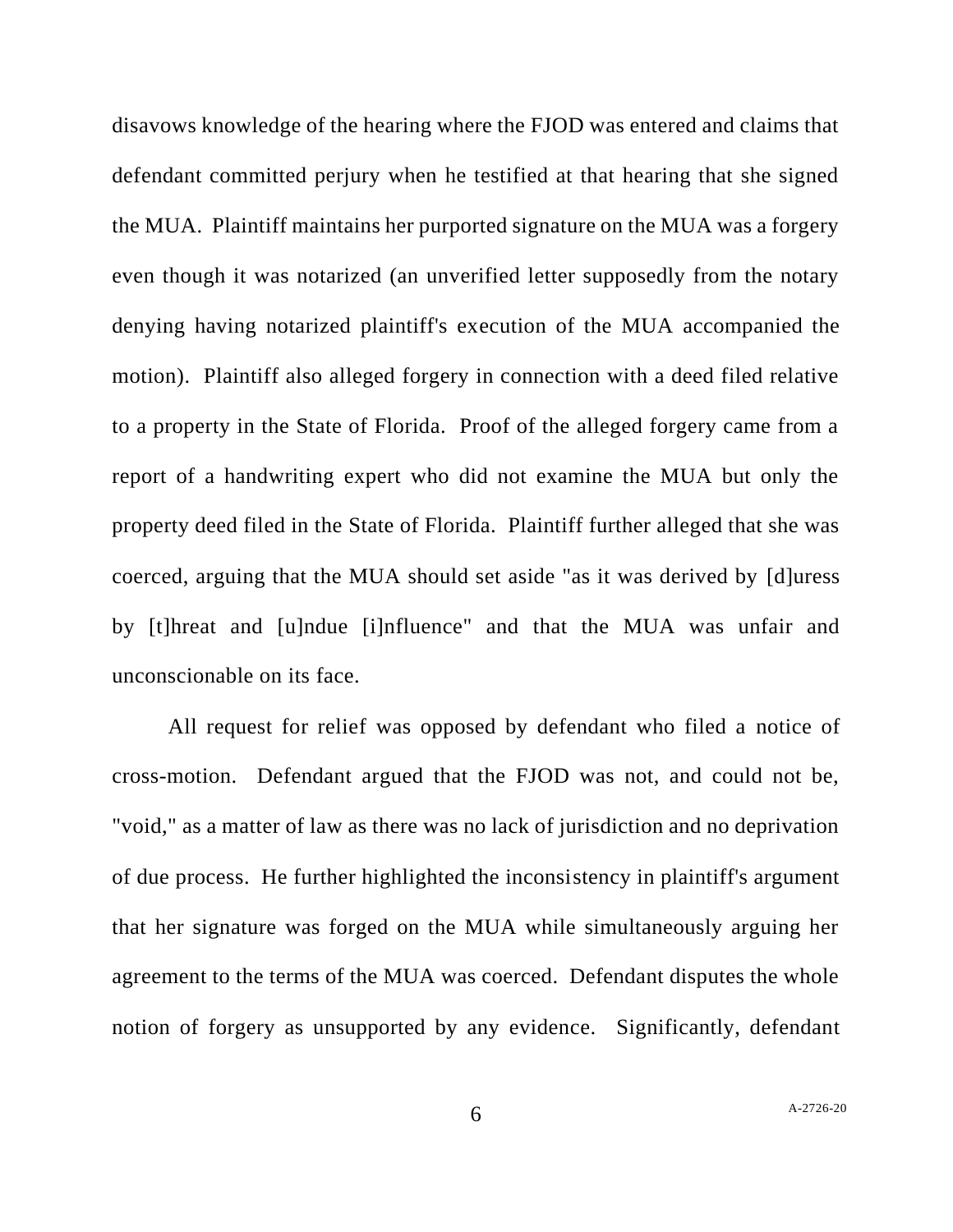disavows knowledge of the hearing where the FJOD was entered and claims that defendant committed perjury when he testified at that hearing that she signed the MUA. Plaintiff maintains her purported signature on the MUA was a forgery even though it was notarized (an unverified letter supposedly from the notary denying having notarized plaintiff's execution of the MUA accompanied the motion). Plaintiff also alleged forgery in connection with a deed filed relative to a property in the State of Florida. Proof of the alleged forgery came from a report of a handwriting expert who did not examine the MUA but only the property deed filed in the State of Florida. Plaintiff further alleged that she was coerced, arguing that the MUA should set aside "as it was derived by [d]uress by [t]hreat and [u]ndue [i]nfluence" and that the MUA was unfair and unconscionable on its face.

All request for relief was opposed by defendant who filed a notice of cross-motion. Defendant argued that the FJOD was not, and could not be, "void," as a matter of law as there was no lack of jurisdiction and no deprivation of due process. He further highlighted the inconsistency in plaintiff's argument that her signature was forged on the MUA while simultaneously arguing her agreement to the terms of the MUA was coerced. Defendant disputes the whole notion of forgery as unsupported by any evidence. Significantly, defendant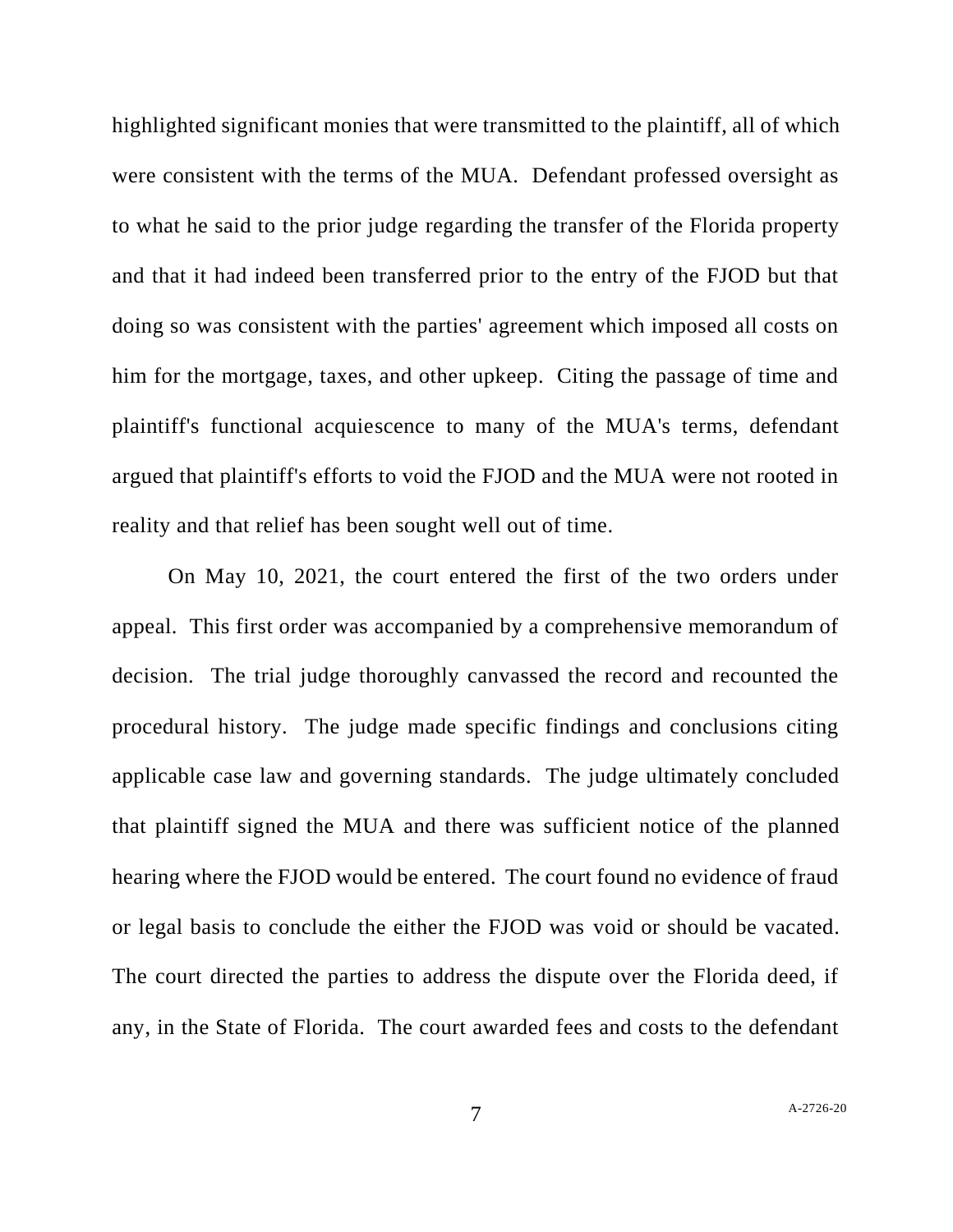highlighted significant monies that were transmitted to the plaintiff, all of which were consistent with the terms of the MUA. Defendant professed oversight as to what he said to the prior judge regarding the transfer of the Florida property and that it had indeed been transferred prior to the entry of the FJOD but that doing so was consistent with the parties' agreement which imposed all costs on him for the mortgage, taxes, and other upkeep. Citing the passage of time and plaintiff's functional acquiescence to many of the MUA's terms, defendant argued that plaintiff's efforts to void the FJOD and the MUA were not rooted in reality and that relief has been sought well out of time.

On May 10, 2021, the court entered the first of the two orders under appeal. This first order was accompanied by a comprehensive memorandum of decision. The trial judge thoroughly canvassed the record and recounted the procedural history. The judge made specific findings and conclusions citing applicable case law and governing standards. The judge ultimately concluded that plaintiff signed the MUA and there was sufficient notice of the planned hearing where the FJOD would be entered. The court found no evidence of fraud or legal basis to conclude the either the FJOD was void or should be vacated. The court directed the parties to address the dispute over the Florida deed, if any, in the State of Florida. The court awarded fees and costs to the defendant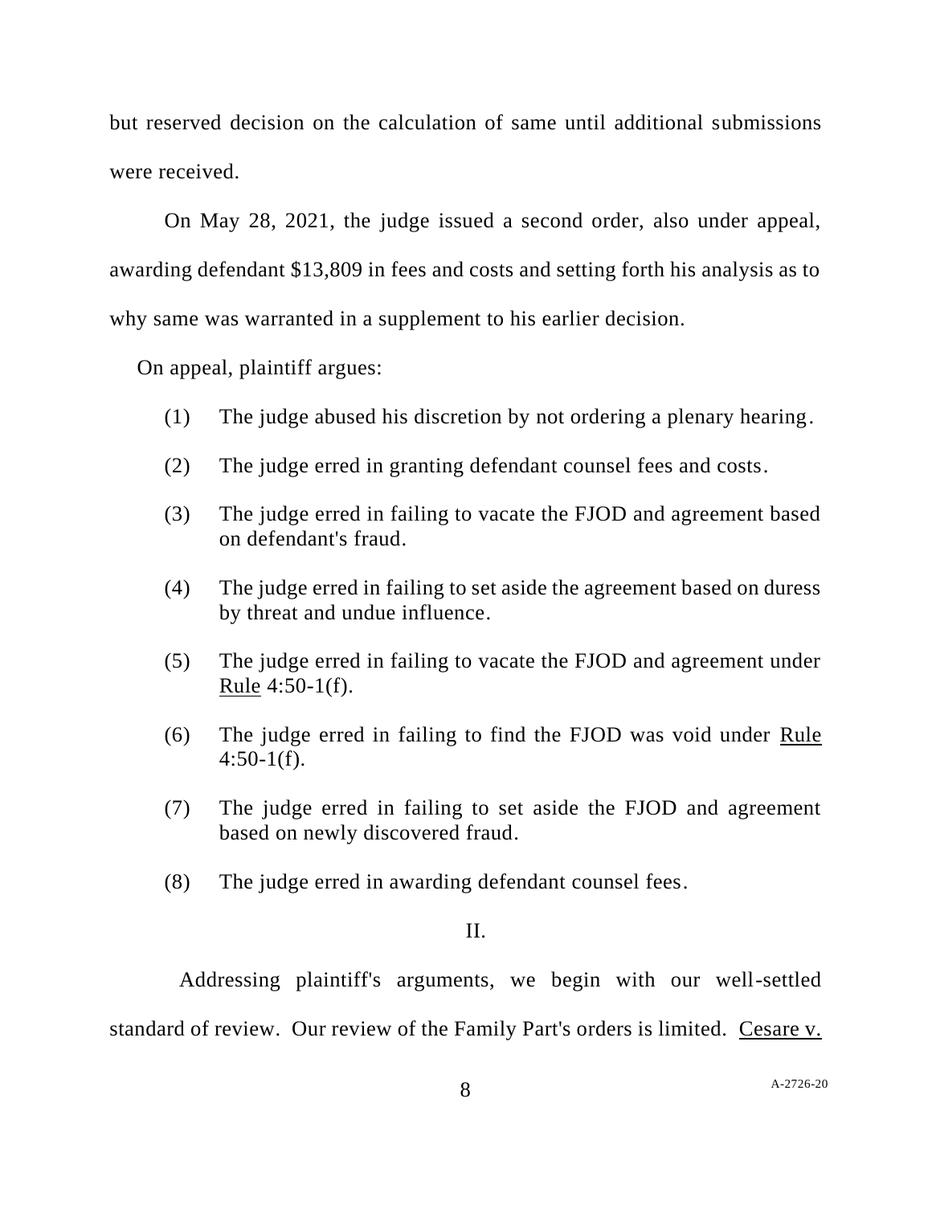but reserved decision on the calculation of same until additional submissions were received.

On May 28, 2021, the judge issued a second order, also under appeal, awarding defendant $13,809 in fees and costs and setting forth his analysis as to why same was warranted in a supplement to his earlier decision.

On appeal, plaintiff argues:

(1) The judge abused his discretion by not ordering a plenary hearing.

(2) The judge erred in granting defendant counsel fees and costs.

(3) The judge erred in failing to vacate the FJOD and agreement based on defendant's fraud.

(4) The judge erred in failing to set aside the agreement based on duress by threat and undue influence.

(5) The judge erred in failing to vacate the FJOD and agreement under Rule 4:50-1(f).

(6) The judge erred in failing to find the FJOD was void under Rule 4:50-1(f).

(7) The judge erred in failing to set aside the FJOD and agreement based on newly discovered fraud.

(8) The judge erred in awarding defendant counsel fees.

## II.

Addressing plaintiff's arguments, we begin with our well-settled standard of review. Our review of the Family Part's orders is limited. Cesare v.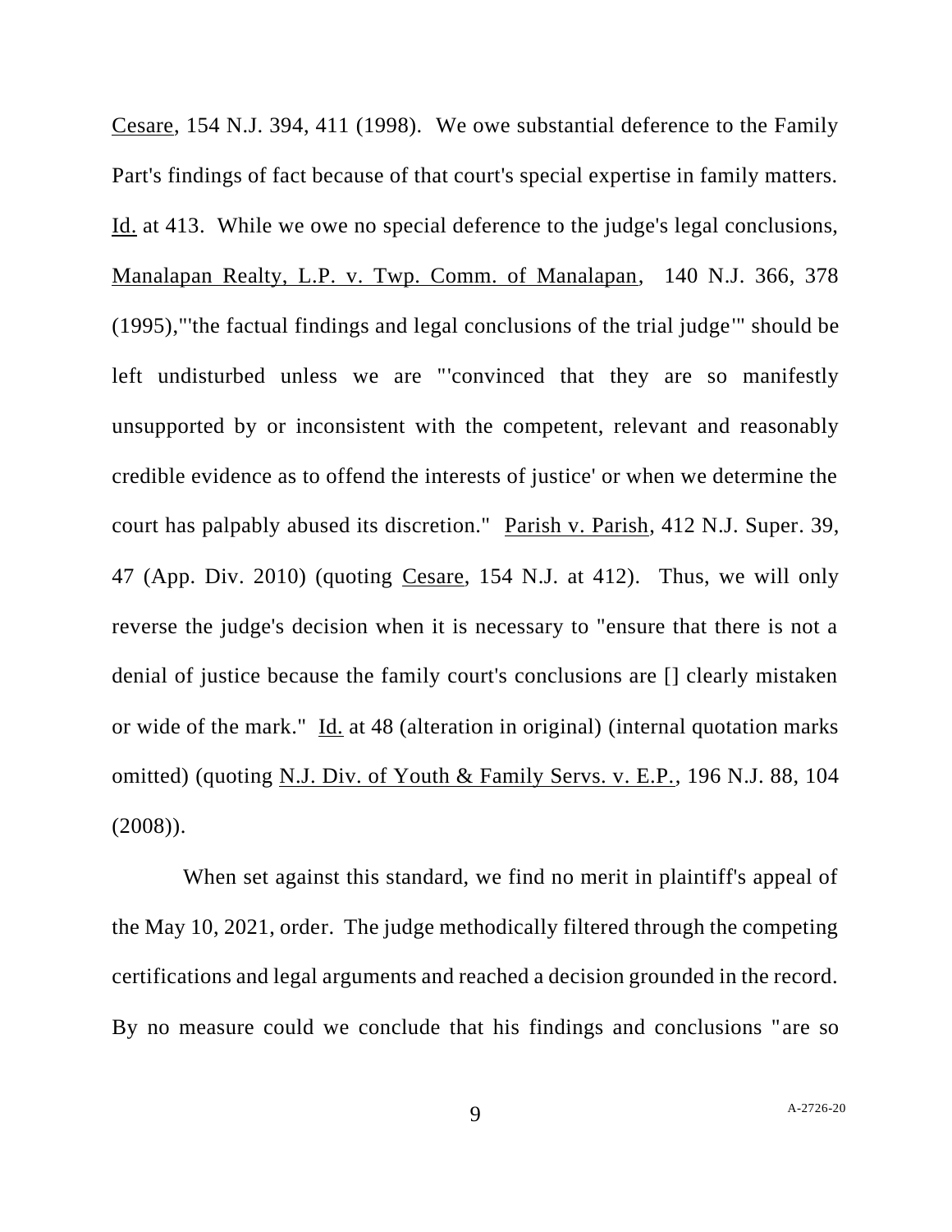Cesare, 154 N.J. 394, 411 (1998). We owe substantial deference to the Family Part's findings of fact because of that court's special expertise in family matters. Id. at 413. While we owe no special deference to the judge's legal conclusions, Manalapan Realty, L.P. v. Twp. Comm. of Manalapan, 140 N.J. 366, 378 (1995),"'the factual findings and legal conclusions of the trial judge'" should be left undisturbed unless we are "'convinced that they are so manifestly unsupported by or inconsistent with the competent, relevant and reasonably credible evidence as to offend the interests of justice' or when we determine the court has palpably abused its discretion." Parish v. Parish, 412 N.J. Super. 39, 47 (App. Div. 2010) (quoting Cesare, 154 N.J. at 412). Thus, we will only reverse the judge's decision when it is necessary to "ensure that there is not a denial of justice because the family court's conclusions are [] clearly mistaken or wide of the mark." Id. at 48 (alteration in original) (internal quotation marks omitted) (quoting N.J. Div. of Youth & Family Servs. v. E.P., 196 N.J. 88, 104 (2008)).

When set against this standard, we find no merit in plaintiff's appeal of the May 10, 2021, order. The judge methodically filtered through the competing certifications and legal arguments and reached a decision grounded in the record. By no measure could we conclude that his findings and conclusions "are so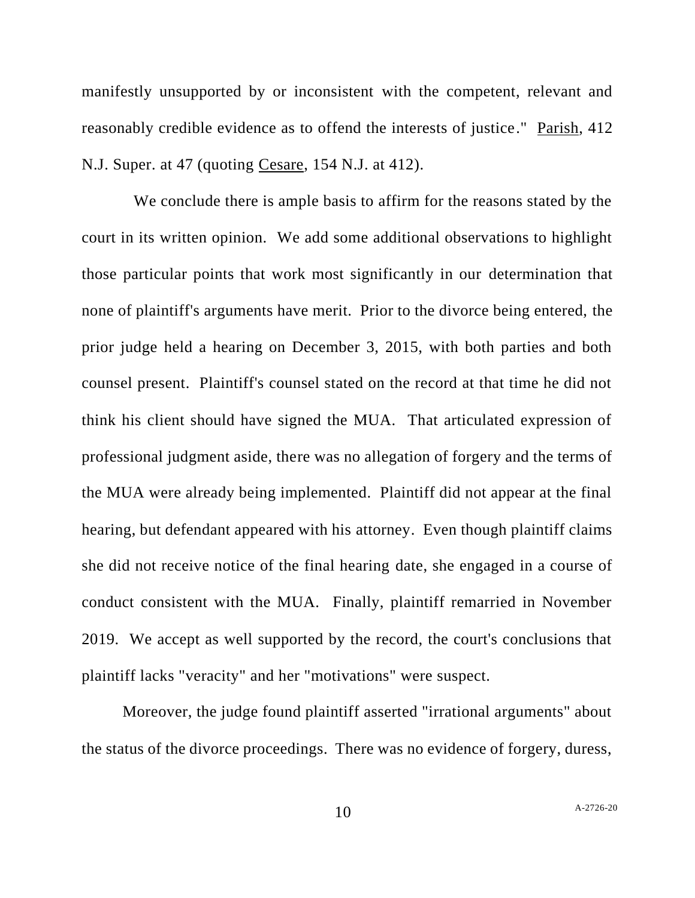manifestly unsupported by or inconsistent with the competent, relevant and reasonably credible evidence as to offend the interests of justice." Parish, 412 N.J. Super. at 47 (quoting Cesare, 154 N.J. at 412).

We conclude there is ample basis to affirm for the reasons stated by the court in its written opinion. We add some additional observations to highlight those particular points that work most significantly in our determination that none of plaintiff's arguments have merit. Prior to the divorce being entered, the prior judge held a hearing on December 3, 2015, with both parties and both counsel present. Plaintiff's counsel stated on the record at that time he did not think his client should have signed the MUA. That articulated expression of professional judgment aside, there was no allegation of forgery and the terms of the MUA were already being implemented. Plaintiff did not appear at the final hearing, but defendant appeared with his attorney. Even though plaintiff claims she did not receive notice of the final hearing date, she engaged in a course of conduct consistent with the MUA. Finally, plaintiff remarried in November 2019. We accept as well supported by the record, the court's conclusions that plaintiff lacks "veracity" and her "motivations" were suspect.

Moreover, the judge found plaintiff asserted "irrational arguments" about the status of the divorce proceedings. There was no evidence of forgery, duress,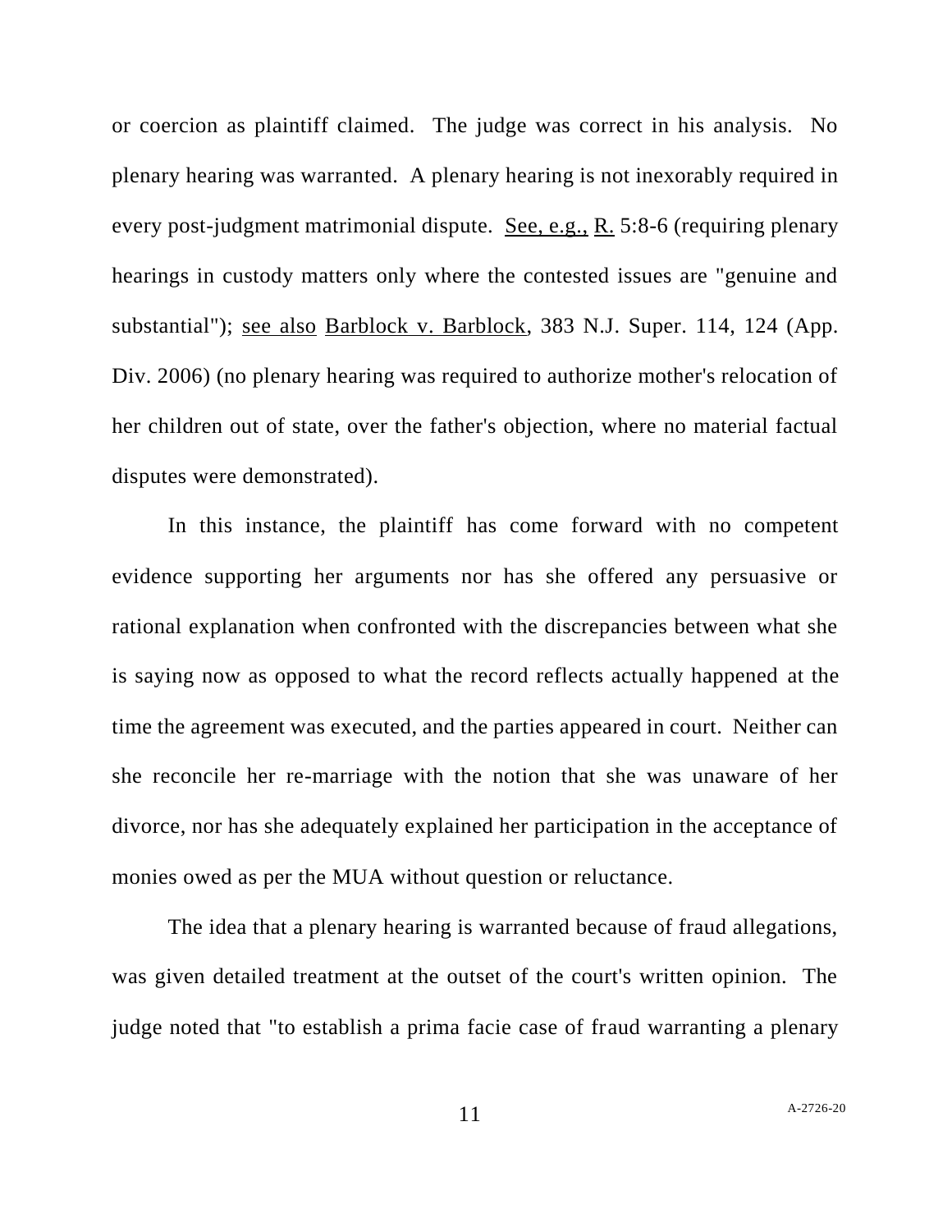or coercion as plaintiff claimed. The judge was correct in his analysis. No plenary hearing was warranted. A plenary hearing is not inexorably required in every post-judgment matrimonial dispute. See, e.g., R. 5:8-6 (requiring plenary hearings in custody matters only where the contested issues are "genuine and substantial"); see also Barblock v. Barblock, 383 N.J. Super. 114, 124 (App. Div. 2006) (no plenary hearing was required to authorize mother's relocation of her children out of state, over the father's objection, where no material factual disputes were demonstrated).

In this instance, the plaintiff has come forward with no competent evidence supporting her arguments nor has she offered any persuasive or rational explanation when confronted with the discrepancies between what she is saying now as opposed to what the record reflects actually happened at the time the agreement was executed, and the parties appeared in court. Neither can she reconcile her re-marriage with the notion that she was unaware of her divorce, nor has she adequately explained her participation in the acceptance of monies owed as per the MUA without question or reluctance.

The idea that a plenary hearing is warranted because of fraud allegations, was given detailed treatment at the outset of the court's written opinion. The judge noted that "to establish a prima facie case of fraud warranting a plenary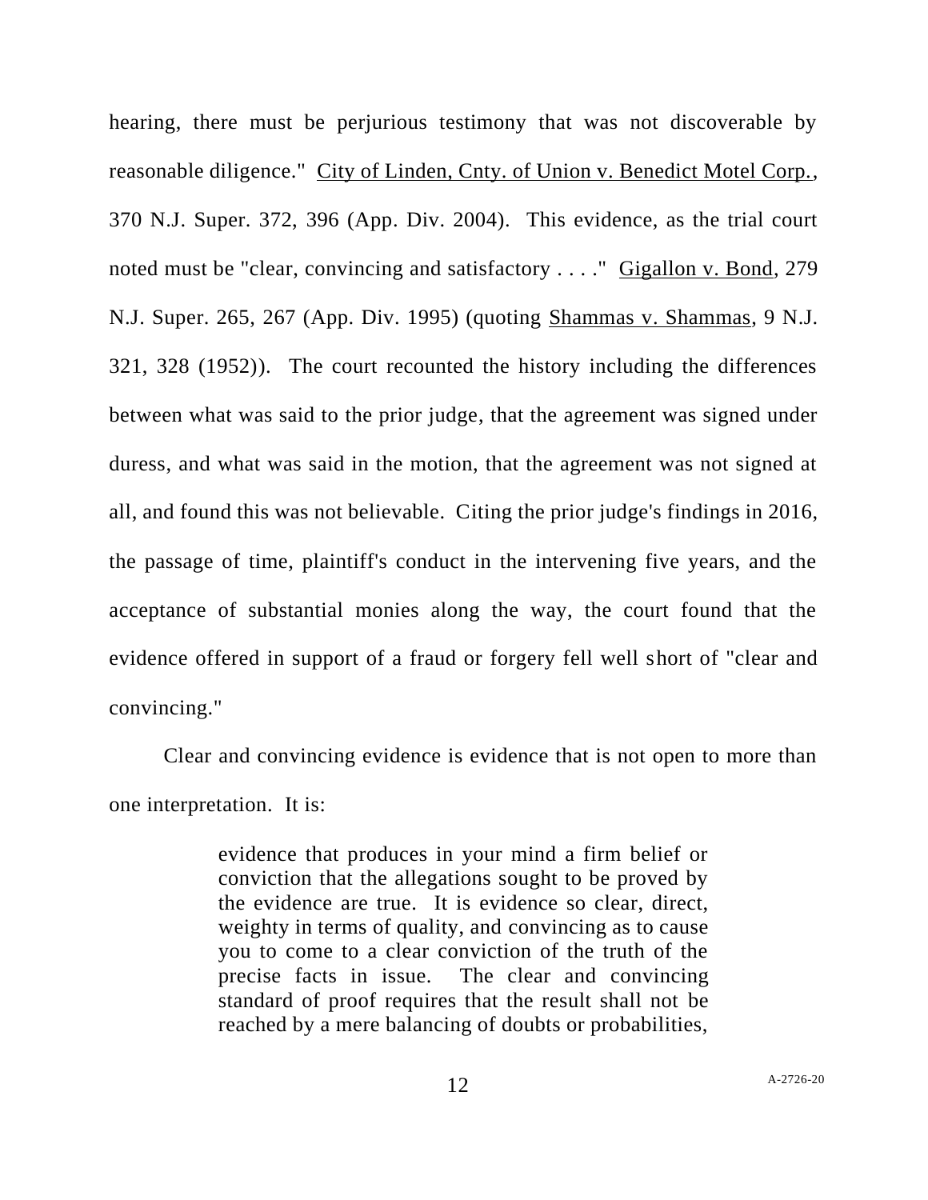hearing, there must be perjurious testimony that was not discoverable by reasonable diligence." City of Linden, Cnty. of Union v. Benedict Motel Corp., 370 N.J. Super. 372, 396 (App. Div. 2004). This evidence, as the trial court noted must be "clear, convincing and satisfactory . . . ." Gigallon v. Bond, 279 N.J. Super. 265, 267 (App. Div. 1995) (quoting Shammas v. Shammas, 9 N.J. 321, 328 (1952)). The court recounted the history including the differences between what was said to the prior judge, that the agreement was signed under duress, and what was said in the motion, that the agreement was not signed at all, and found this was not believable. Citing the prior judge's findings in 2016, the passage of time, plaintiff's conduct in the intervening five years, and the acceptance of substantial monies along the way, the court found that the evidence offered in support of a fraud or forgery fell well short of "clear and convincing."

Clear and convincing evidence is evidence that is not open to more than one interpretation. It is:

> evidence that produces in your mind a firm belief or conviction that the allegations sought to be proved by the evidence are true. It is evidence so clear, direct, weighty in terms of quality, and convincing as to cause you to come to a clear conviction of the truth of the precise facts in issue. The clear and convincing standard of proof requires that the result shall not be reached by a mere balancing of doubts or probabilities,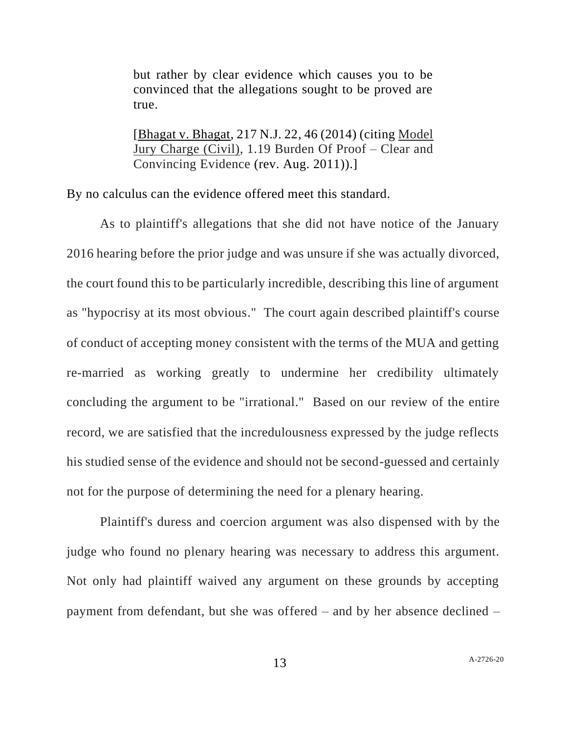> but rather by clear evidence which causes you to be convinced that the allegations sought to be proved are true.
>
> [Bhagat v. Bhagat, 217 N.J. 22, 46 (2014) (citing Model Jury Charge (Civil), 1.19 Burden Of Proof – Clear and Convincing Evidence (rev. Aug. 2011)).]

By no calculus can the evidence offered meet this standard.

As to plaintiff's allegations that she did not have notice of the January 2016 hearing before the prior judge and was unsure if she was actually divorced, the court found this to be particularly incredible, describing this line of argument as "hypocrisy at its most obvious." The court again described plaintiff's course of conduct of accepting money consistent with the terms of the MUA and getting re-married as working greatly to undermine her credibility ultimately concluding the argument to be "irrational." Based on our review of the entire record, we are satisfied that the incredulousness expressed by the judge reflects his studied sense of the evidence and should not be second-guessed and certainly not for the purpose of determining the need for a plenary hearing.

Plaintiff's duress and coercion argument was also dispensed with by the judge who found no plenary hearing was necessary to address this argument. Not only had plaintiff waived any argument on these grounds by accepting payment from defendant, but she was offered – and by her absence declined –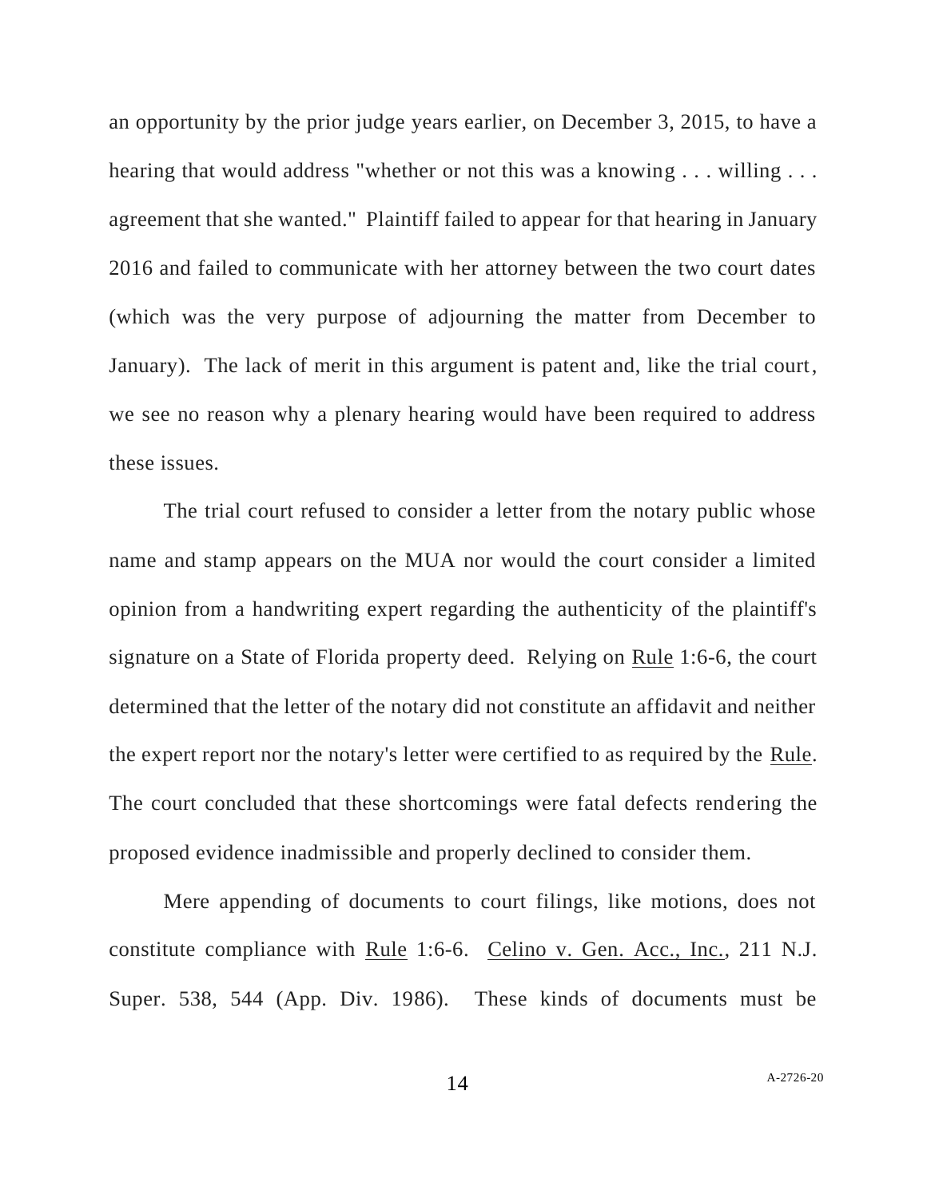an opportunity by the prior judge years earlier, on December 3, 2015, to have a hearing that would address "whether or not this was a knowing . . . willing . . . agreement that she wanted." Plaintiff failed to appear for that hearing in January 2016 and failed to communicate with her attorney between the two court dates (which was the very purpose of adjourning the matter from December to January). The lack of merit in this argument is patent and, like the trial court, we see no reason why a plenary hearing would have been required to address these issues.

The trial court refused to consider a letter from the notary public whose name and stamp appears on the MUA nor would the court consider a limited opinion from a handwriting expert regarding the authenticity of the plaintiff's signature on a State of Florida property deed. Relying on Rule 1:6-6, the court determined that the letter of the notary did not constitute an affidavit and neither the expert report nor the notary's letter were certified to as required by the Rule. The court concluded that these shortcomings were fatal defects rendering the proposed evidence inadmissible and properly declined to consider them.

Mere appending of documents to court filings, like motions, does not constitute compliance with Rule 1:6-6. Celino v. Gen. Acc., Inc., 211 N.J. Super. 538, 544 (App. Div. 1986). These kinds of documents must be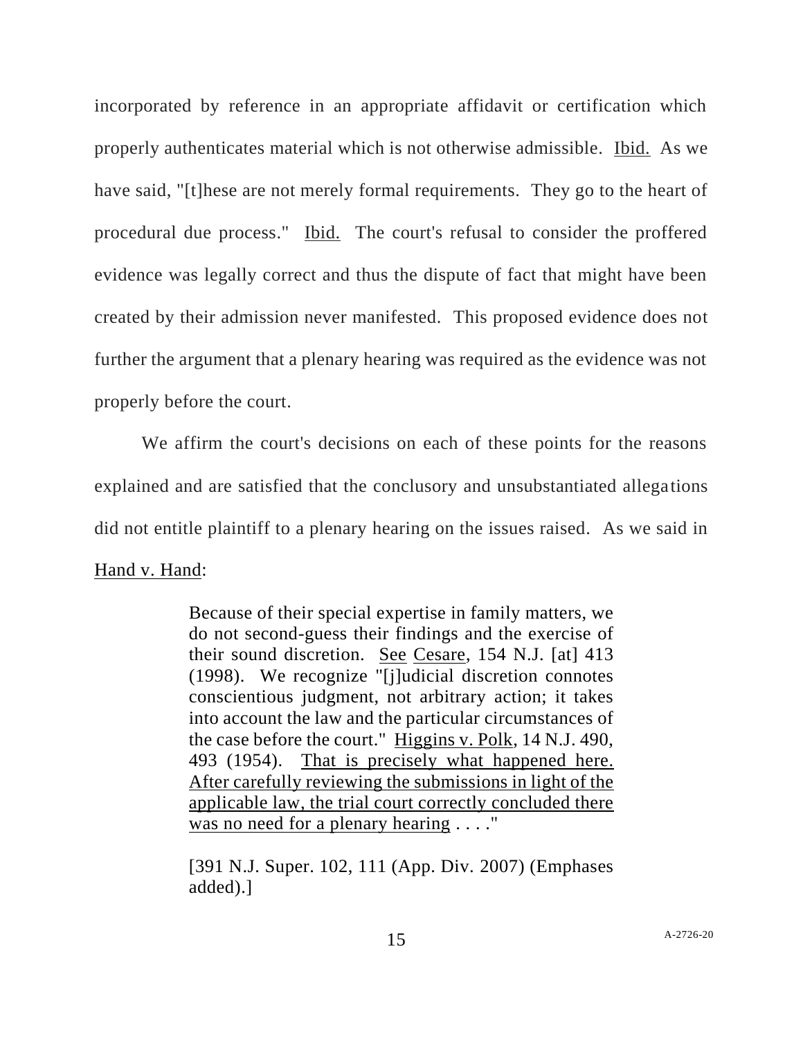incorporated by reference in an appropriate affidavit or certification which properly authenticates material which is not otherwise admissible. Ibid. As we have said, "[t]hese are not merely formal requirements. They go to the heart of procedural due process." Ibid. The court's refusal to consider the proffered evidence was legally correct and thus the dispute of fact that might have been created by their admission never manifested. This proposed evidence does not further the argument that a plenary hearing was required as the evidence was not properly before the court.

We affirm the court's decisions on each of these points for the reasons explained and are satisfied that the conclusory and unsubstantiated allegations did not entitle plaintiff to a plenary hearing on the issues raised. As we said in Hand v. Hand:

> Because of their special expertise in family matters, we do not second-guess their findings and the exercise of their sound discretion. See Cesare, 154 N.J. [at] 413 (1998). We recognize "[j]udicial discretion connotes conscientious judgment, not arbitrary action; it takes into account the law and the particular circumstances of the case before the court." Higgins v. Polk, 14 N.J. 490, 493 (1954). That is precisely what happened here. After carefully reviewing the submissions in light of the applicable law, the trial court correctly concluded there was no need for a plenary hearing . . . ."
>
> [391 N.J. Super. 102, 111 (App. Div. 2007) (Emphases added).]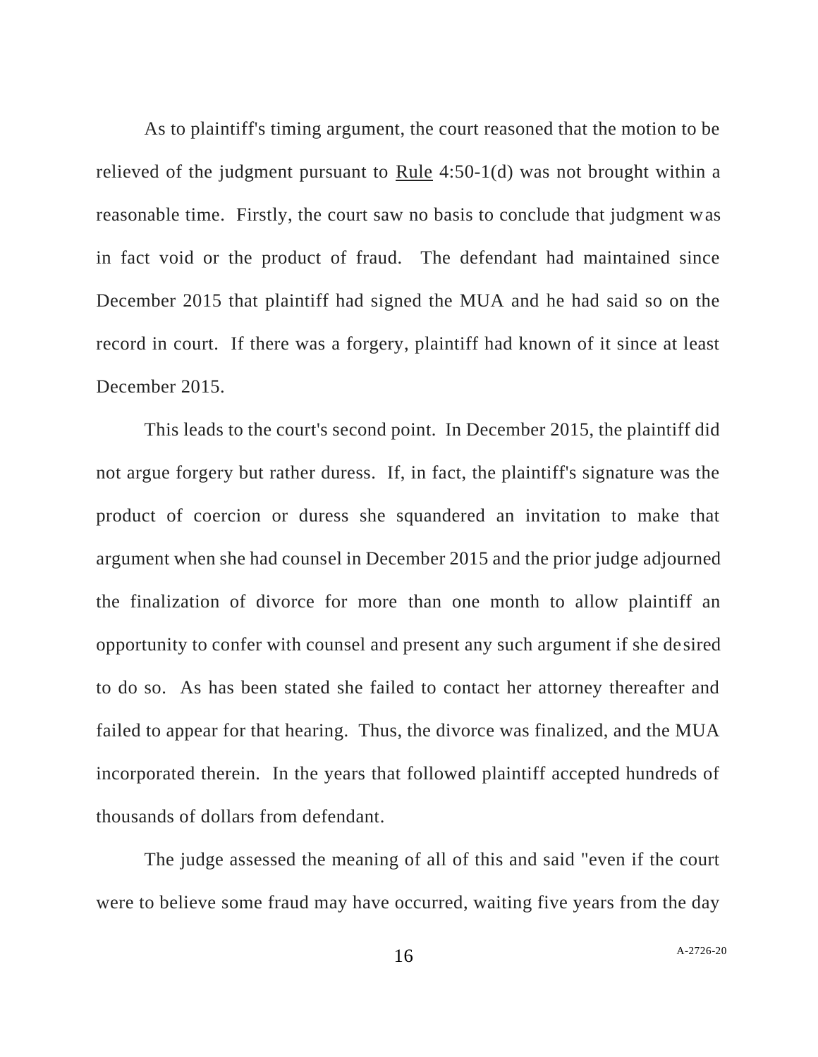As to plaintiff's timing argument, the court reasoned that the motion to be relieved of the judgment pursuant to Rule 4:50-1(d) was not brought within a reasonable time. Firstly, the court saw no basis to conclude that judgment was in fact void or the product of fraud. The defendant had maintained since December 2015 that plaintiff had signed the MUA and he had said so on the record in court. If there was a forgery, plaintiff had known of it since at least December 2015.

This leads to the court's second point. In December 2015, the plaintiff did not argue forgery but rather duress. If, in fact, the plaintiff's signature was the product of coercion or duress she squandered an invitation to make that argument when she had counsel in December 2015 and the prior judge adjourned the finalization of divorce for more than one month to allow plaintiff an opportunity to confer with counsel and present any such argument if she desired to do so. As has been stated she failed to contact her attorney thereafter and failed to appear for that hearing. Thus, the divorce was finalized, and the MUA incorporated therein. In the years that followed plaintiff accepted hundreds of thousands of dollars from defendant.

The judge assessed the meaning of all of this and said "even if the court were to believe some fraud may have occurred, waiting five years from the day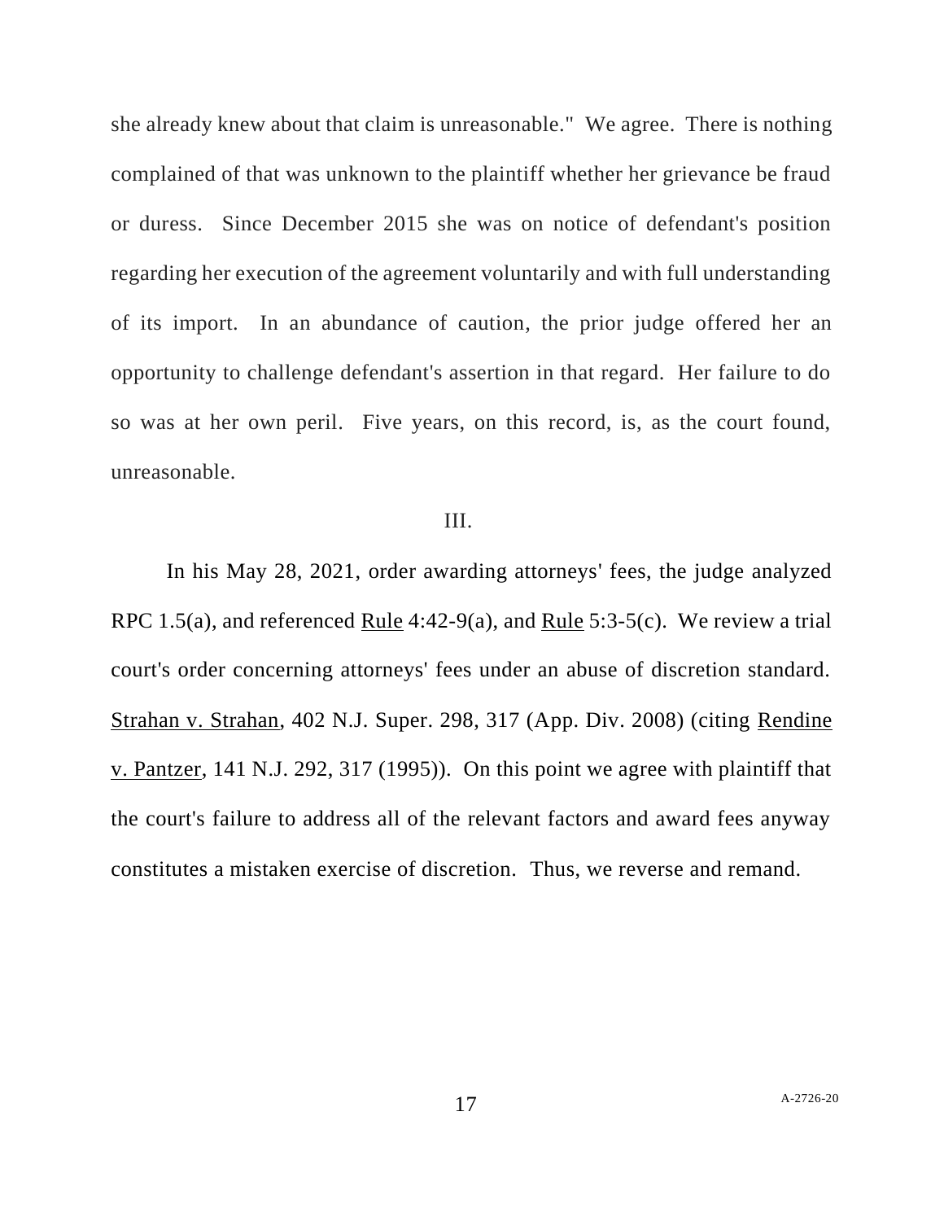she already knew about that claim is unreasonable." We agree. There is nothing complained of that was unknown to the plaintiff whether her grievance be fraud or duress. Since December 2015 she was on notice of defendant's position regarding her execution of the agreement voluntarily and with full understanding of its import. In an abundance of caution, the prior judge offered her an opportunity to challenge defendant's assertion in that regard. Her failure to do so was at her own peril. Five years, on this record, is, as the court found, unreasonable.

III.

In his May 28, 2021, order awarding attorneys' fees, the judge analyzed RPC 1.5(a), and referenced Rule 4:42-9(a), and Rule 5:3-5(c). We review a trial court's order concerning attorneys' fees under an abuse of discretion standard. Strahan v. Strahan, 402 N.J. Super. 298, 317 (App. Div. 2008) (citing Rendine v. Pantzer, 141 N.J. 292, 317 (1995)). On this point we agree with plaintiff that the court's failure to address all of the relevant factors and award fees anyway constitutes a mistaken exercise of discretion. Thus, we reverse and remand.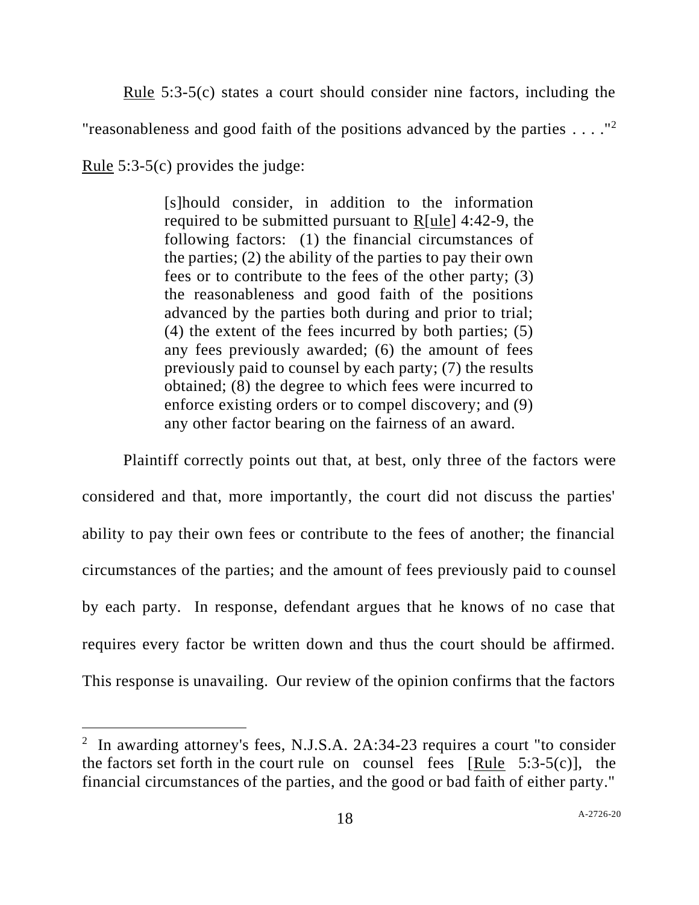Rule 5:3-5(c) states a court should consider nine factors, including the "reasonableness and good faith of the positions advanced by the parties . . . ."[2] Rule 5:3-5(c) provides the judge:

> [s]hould consider, in addition to the information required to be submitted pursuant to R[ule] 4:42-9, the following factors: (1) the financial circumstances of the parties; (2) the ability of the parties to pay their own fees or to contribute to the fees of the other party; (3) the reasonableness and good faith of the positions advanced by the parties both during and prior to trial; (4) the extent of the fees incurred by both parties; (5) any fees previously awarded; (6) the amount of fees previously paid to counsel by each party; (7) the results obtained; (8) the degree to which fees were incurred to enforce existing orders or to compel discovery; and (9) any other factor bearing on the fairness of an award.

Plaintiff correctly points out that, at best, only three of the factors were considered and that, more importantly, the court did not discuss the parties' ability to pay their own fees or contribute to the fees of another; the financial circumstances of the parties; and the amount of fees previously paid to counsel by each party. In response, defendant argues that he knows of no case that requires every factor be written down and thus the court should be affirmed. This response is unavailing. Our review of the opinion confirms that the factors

---

[2] In awarding attorney's fees, N.J.S.A. 2A:34-23 requires a court "to consider the factors set forth in the court rule on counsel fees [Rule 5:3-5(c)], the financial circumstances of the parties, and the good or bad faith of either party."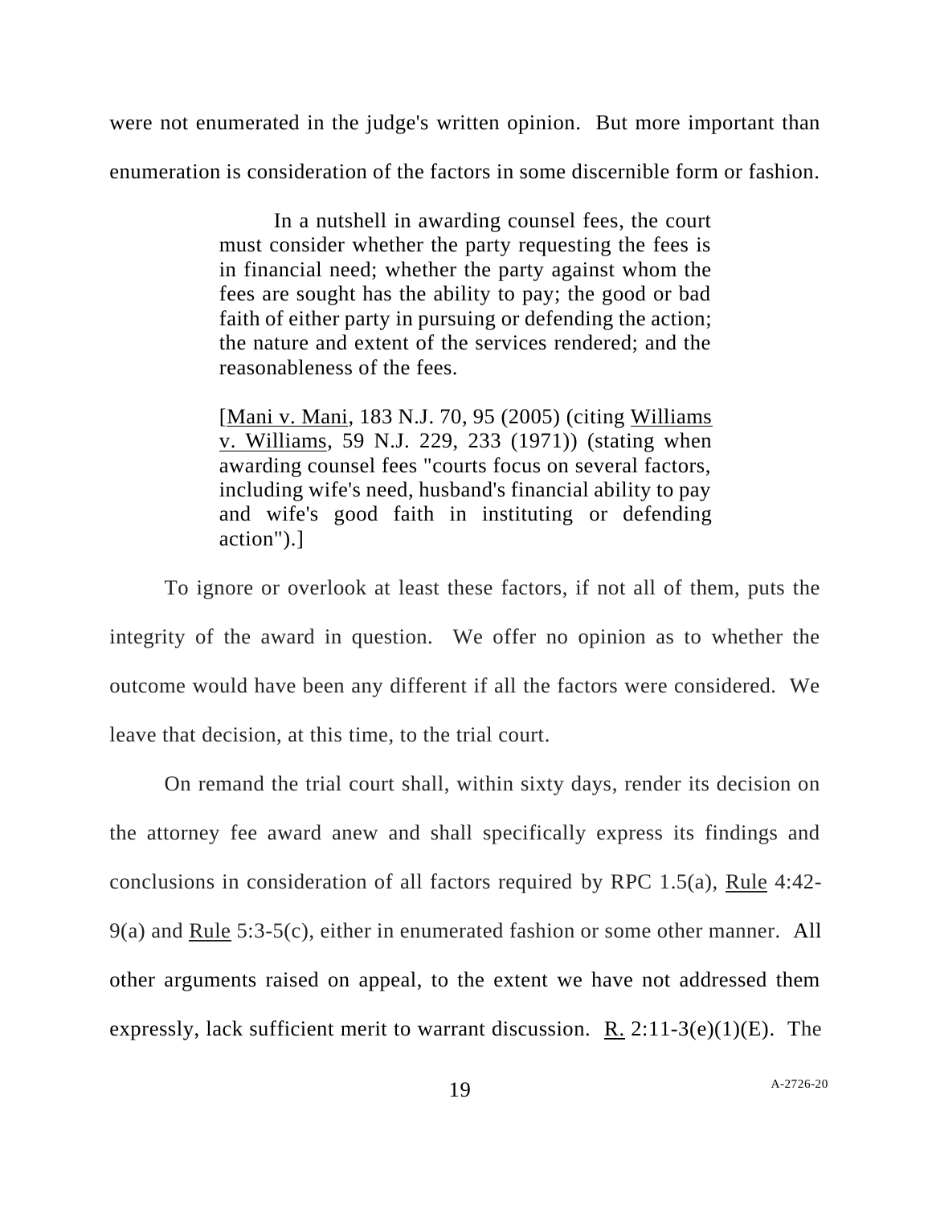were not enumerated in the judge's written opinion. But more important than enumeration is consideration of the factors in some discernible form or fashion.

> In a nutshell in awarding counsel fees, the court must consider whether the party requesting the fees is in financial need; whether the party against whom the fees are sought has the ability to pay; the good or bad faith of either party in pursuing or defending the action; the nature and extent of the services rendered; and the reasonableness of the fees.
>
> [Mani v. Mani, 183 N.J. 70, 95 (2005) (citing Williams v. Williams, 59 N.J. 229, 233 (1971)) (stating when awarding counsel fees "courts focus on several factors, including wife's need, husband's financial ability to pay and wife's good faith in instituting or defending action").]

To ignore or overlook at least these factors, if not all of them, puts the integrity of the award in question. We offer no opinion as to whether the outcome would have been any different if all the factors were considered. We leave that decision, at this time, to the trial court.

On remand the trial court shall, within sixty days, render its decision on the attorney fee award anew and shall specifically express its findings and conclusions in consideration of all factors required by RPC 1.5(a), Rule 4:42-9(a) and Rule 5:3-5(c), either in enumerated fashion or some other manner. All other arguments raised on appeal, to the extent we have not addressed them expressly, lack sufficient merit to warrant discussion. R. 2:11-3(e)(1)(E). The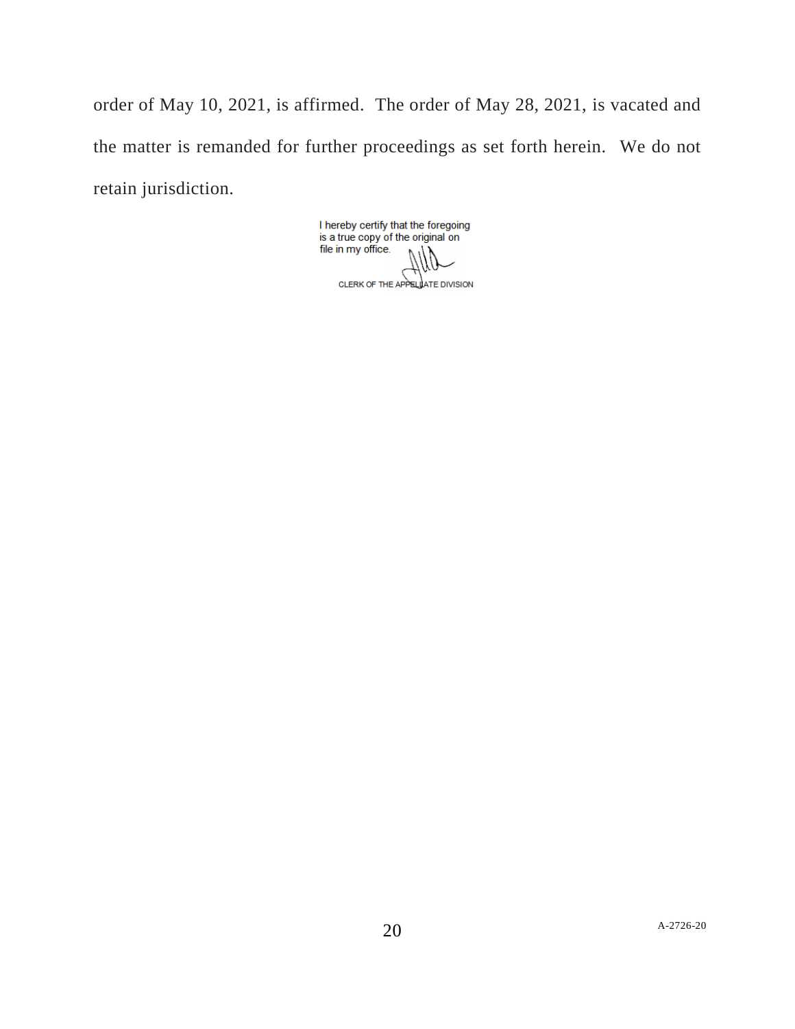order of May 10, 2021, is affirmed. The order of May 28, 2021, is vacated and the matter is remanded for further proceedings as set forth herein. We do not retain jurisdiction.

I hereby certify that the foregoing is a true copy of the original on file in my office.

CLERK OF THE APPELLATE DIVISION